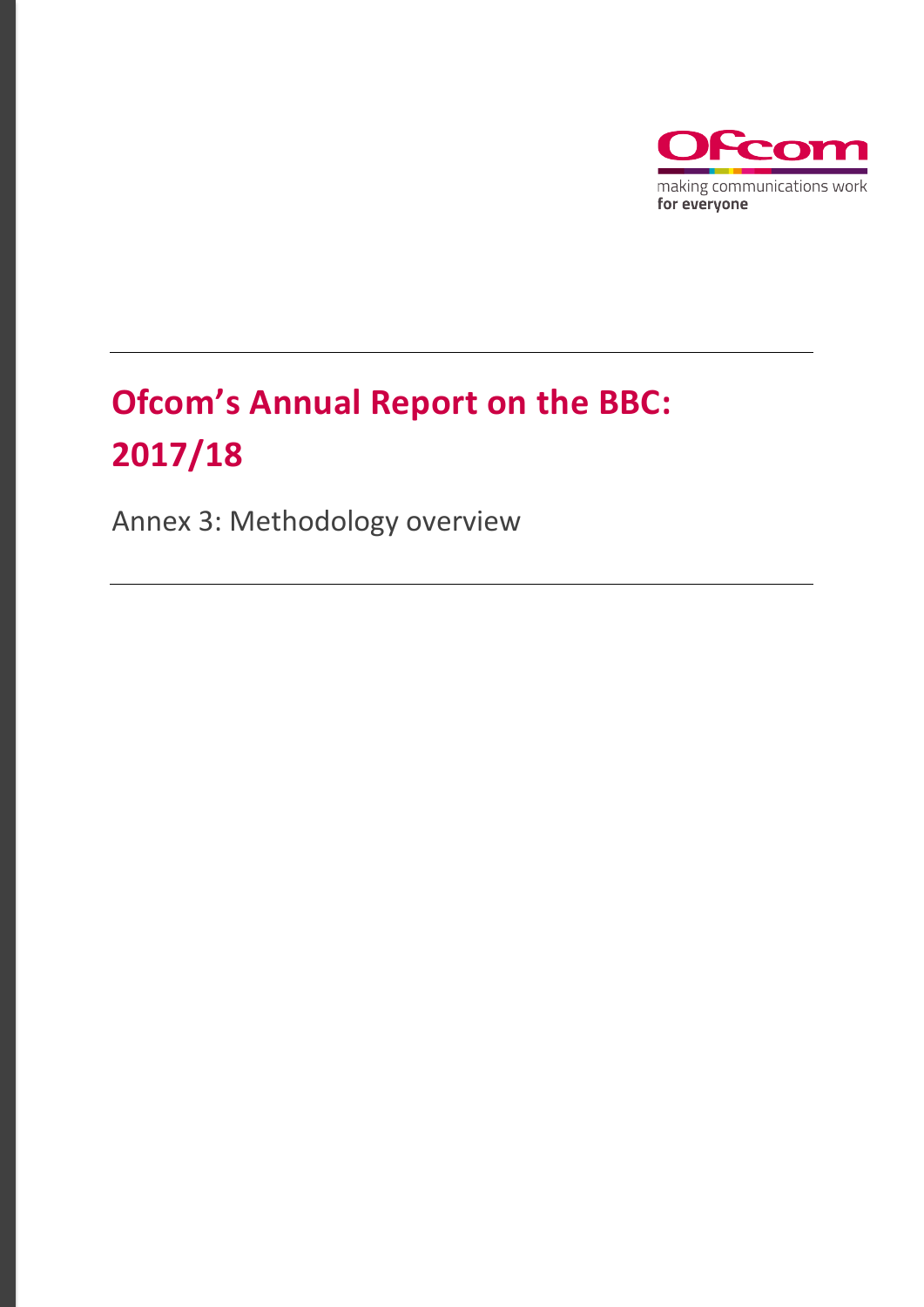# Ofcom's Annual Report on the BBC: 2017/18

Annex 3: Methodology overview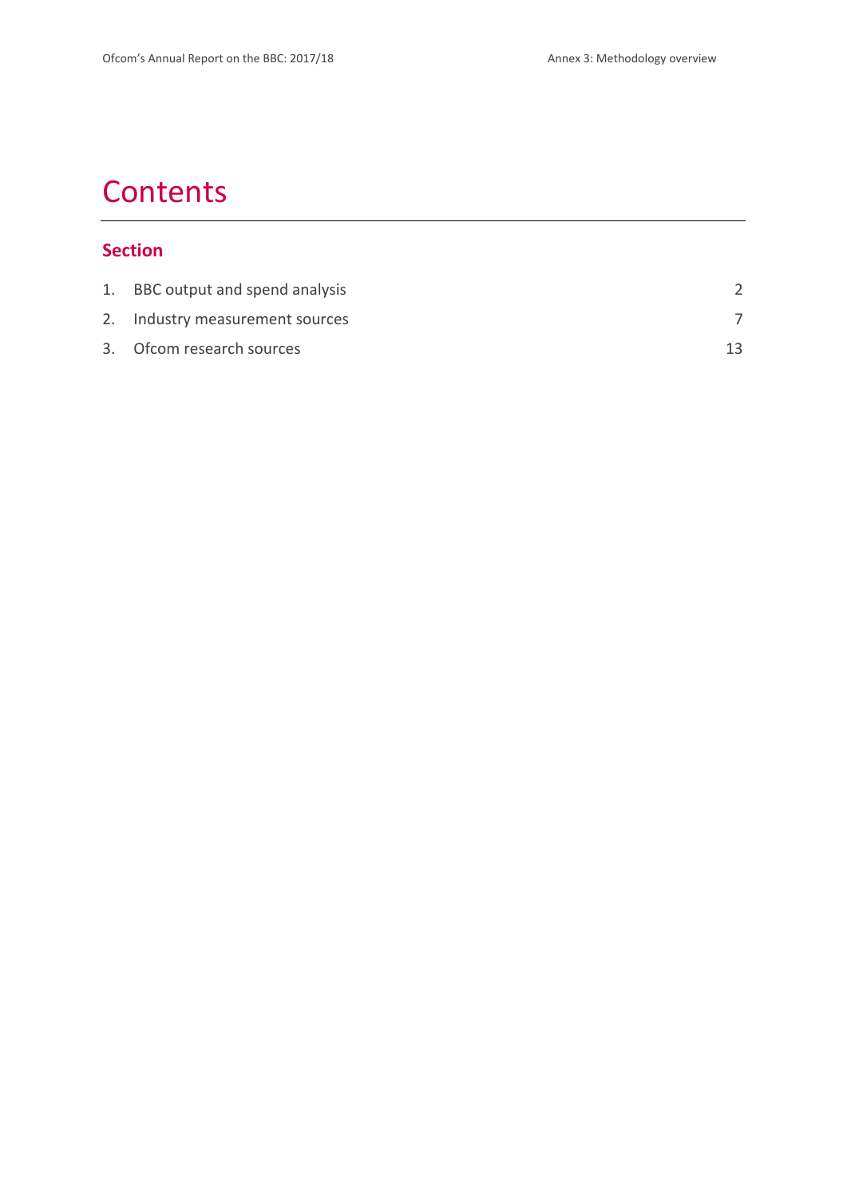# Contents

## Section

| | | |
|---|---|---|
| 1. | BBC output and spend analysis | 2 |
| 2. | Industry measurement sources | 7 |
| 3. | Ofcom research sources | 13 |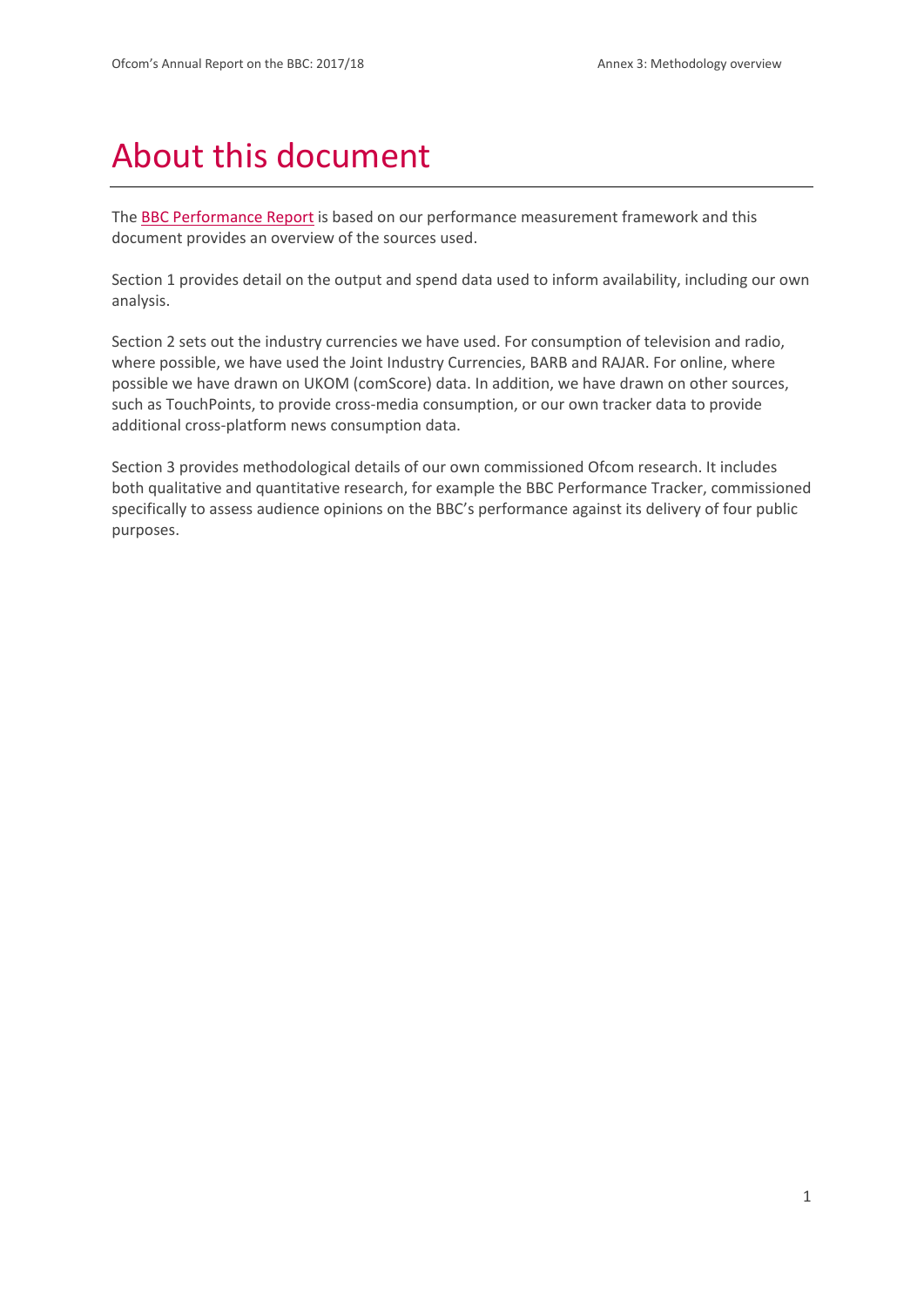# About this document

The BBC Performance Report is based on our performance measurement framework and this document provides an overview of the sources used.

Section 1 provides detail on the output and spend data used to inform availability, including our own analysis.

Section 2 sets out the industry currencies we have used. For consumption of television and radio, where possible, we have used the Joint Industry Currencies, BARB and RAJAR. For online, where possible we have drawn on UKOM (comScore) data. In addition, we have drawn on other sources, such as TouchPoints, to provide cross-media consumption, or our own tracker data to provide additional cross-platform news consumption data.

Section 3 provides methodological details of our own commissioned Ofcom research. It includes both qualitative and quantitative research, for example the BBC Performance Tracker, commissioned specifically to assess audience opinions on the BBC's performance against its delivery of four public purposes.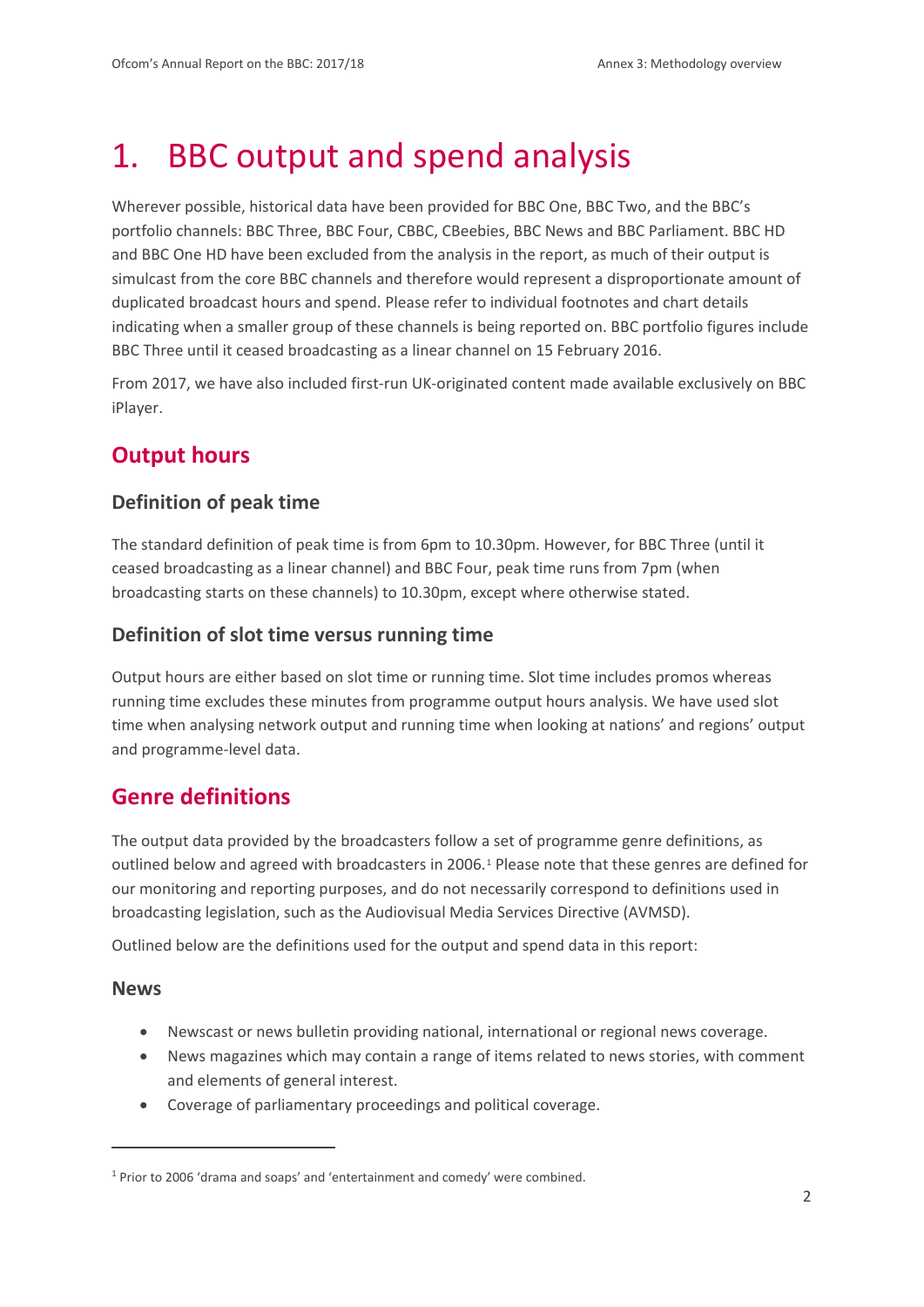# 1. BBC output and spend analysis

Wherever possible, historical data have been provided for BBC One, BBC Two, and the BBC's portfolio channels: BBC Three, BBC Four, CBBC, CBeebies, BBC News and BBC Parliament. BBC HD and BBC One HD have been excluded from the analysis in the report, as much of their output is simulcast from the core BBC channels and therefore would represent a disproportionate amount of duplicated broadcast hours and spend. Please refer to individual footnotes and chart details indicating when a smaller group of these channels is being reported on. BBC portfolio figures include BBC Three until it ceased broadcasting as a linear channel on 15 February 2016.

From 2017, we have also included first-run UK-originated content made available exclusively on BBC iPlayer.

## Output hours

### Definition of peak time

The standard definition of peak time is from 6pm to 10.30pm. However, for BBC Three (until it ceased broadcasting as a linear channel) and BBC Four, peak time runs from 7pm (when broadcasting starts on these channels) to 10.30pm, except where otherwise stated.

### Definition of slot time versus running time

Output hours are either based on slot time or running time. Slot time includes promos whereas running time excludes these minutes from programme output hours analysis. We have used slot time when analysing network output and running time when looking at nations' and regions' output and programme-level data.

## Genre definitions

The output data provided by the broadcasters follow a set of programme genre definitions, as outlined below and agreed with broadcasters in 2006.[1] Please note that these genres are defined for our monitoring and reporting purposes, and do not necessarily correspond to definitions used in broadcasting legislation, such as the Audiovisual Media Services Directive (AVMSD).

Outlined below are the definitions used for the output and spend data in this report:

### News

- Newscast or news bulletin providing national, international or regional news coverage.
- News magazines which may contain a range of items related to news stories, with comment and elements of general interest.
- Coverage of parliamentary proceedings and political coverage.

[1] Prior to 2006 'drama and soaps' and 'entertainment and comedy' were combined.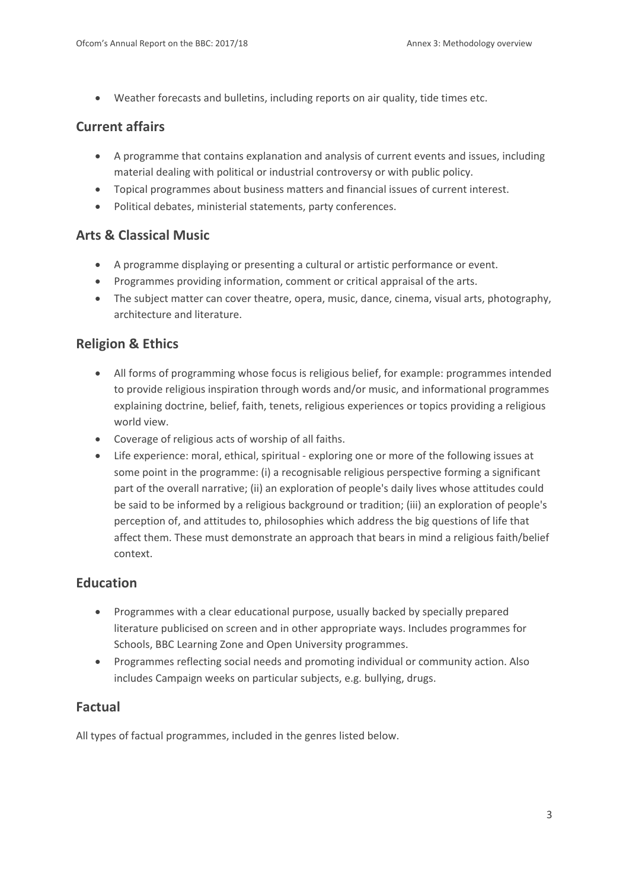- Weather forecasts and bulletins, including reports on air quality, tide times etc.

## Current affairs

- A programme that contains explanation and analysis of current events and issues, including material dealing with political or industrial controversy or with public policy.
- Topical programmes about business matters and financial issues of current interest.
- Political debates, ministerial statements, party conferences.

## Arts & Classical Music

- A programme displaying or presenting a cultural or artistic performance or event.
- Programmes providing information, comment or critical appraisal of the arts.
- The subject matter can cover theatre, opera, music, dance, cinema, visual arts, photography, architecture and literature.

## Religion & Ethics

- All forms of programming whose focus is religious belief, for example: programmes intended to provide religious inspiration through words and/or music, and informational programmes explaining doctrine, belief, faith, tenets, religious experiences or topics providing a religious world view.
- Coverage of religious acts of worship of all faiths.
- Life experience: moral, ethical, spiritual - exploring one or more of the following issues at some point in the programme: (i) a recognisable religious perspective forming a significant part of the overall narrative; (ii) an exploration of people's daily lives whose attitudes could be said to be informed by a religious background or tradition; (iii) an exploration of people's perception of, and attitudes to, philosophies which address the big questions of life that affect them. These must demonstrate an approach that bears in mind a religious faith/belief context.

## Education

- Programmes with a clear educational purpose, usually backed by specially prepared literature publicised on screen and in other appropriate ways. Includes programmes for Schools, BBC Learning Zone and Open University programmes.
- Programmes reflecting social needs and promoting individual or community action. Also includes Campaign weeks on particular subjects, e.g. bullying, drugs.

## Factual

All types of factual programmes, included in the genres listed below.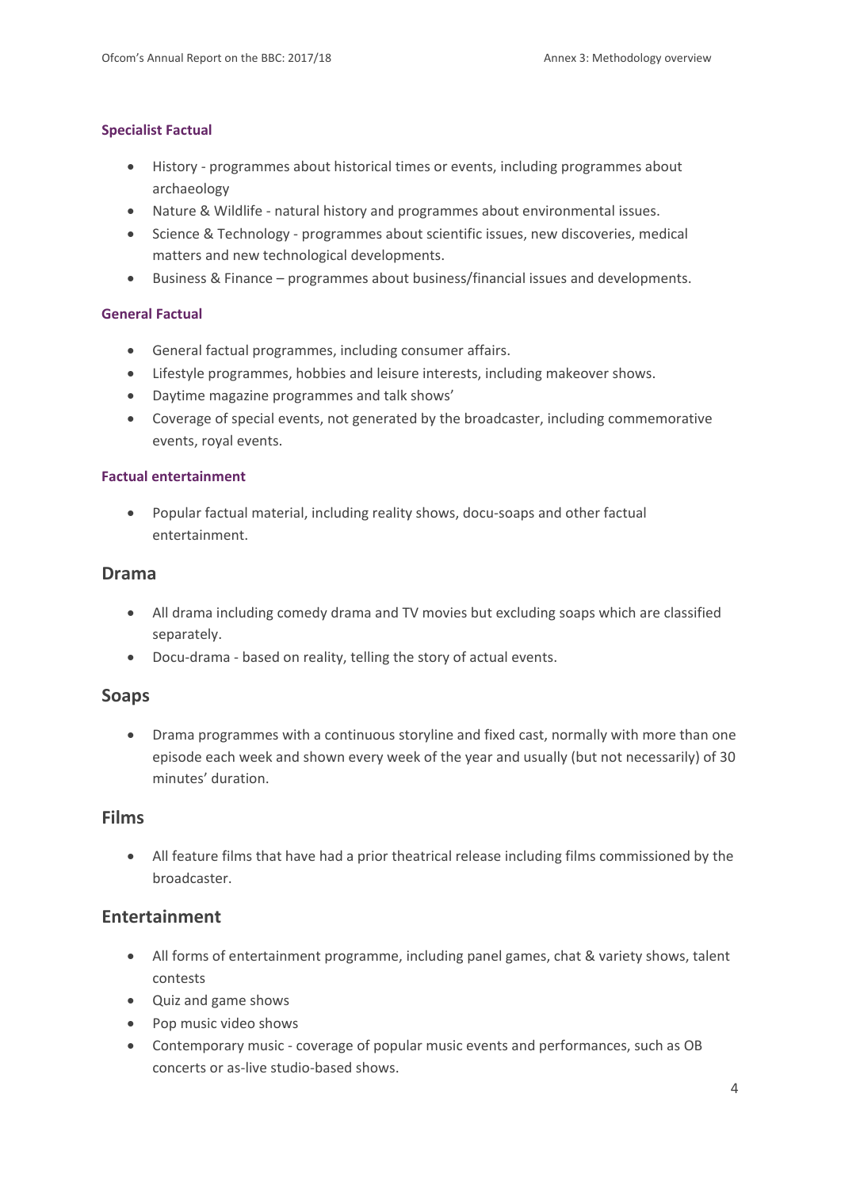#### Specialist Factual

- History - programmes about historical times or events, including programmes about archaeology
- Nature & Wildlife - natural history and programmes about environmental issues.
- Science & Technology - programmes about scientific issues, new discoveries, medical matters and new technological developments.
- Business & Finance – programmes about business/financial issues and developments.

#### General Factual

- General factual programmes, including consumer affairs.
- Lifestyle programmes, hobbies and leisure interests, including makeover shows.
- Daytime magazine programmes and talk shows'
- Coverage of special events, not generated by the broadcaster, including commemorative events, royal events.

#### Factual entertainment

- Popular factual material, including reality shows, docu-soaps and other factual entertainment.

### Drama

- All drama including comedy drama and TV movies but excluding soaps which are classified separately.
- Docu-drama - based on reality, telling the story of actual events.

### Soaps

- Drama programmes with a continuous storyline and fixed cast, normally with more than one episode each week and shown every week of the year and usually (but not necessarily) of 30 minutes' duration.

### Films

- All feature films that have had a prior theatrical release including films commissioned by the broadcaster.

### Entertainment

- All forms of entertainment programme, including panel games, chat & variety shows, talent contests
- Quiz and game shows
- Pop music video shows
- Contemporary music - coverage of popular music events and performances, such as OB concerts or as-live studio-based shows.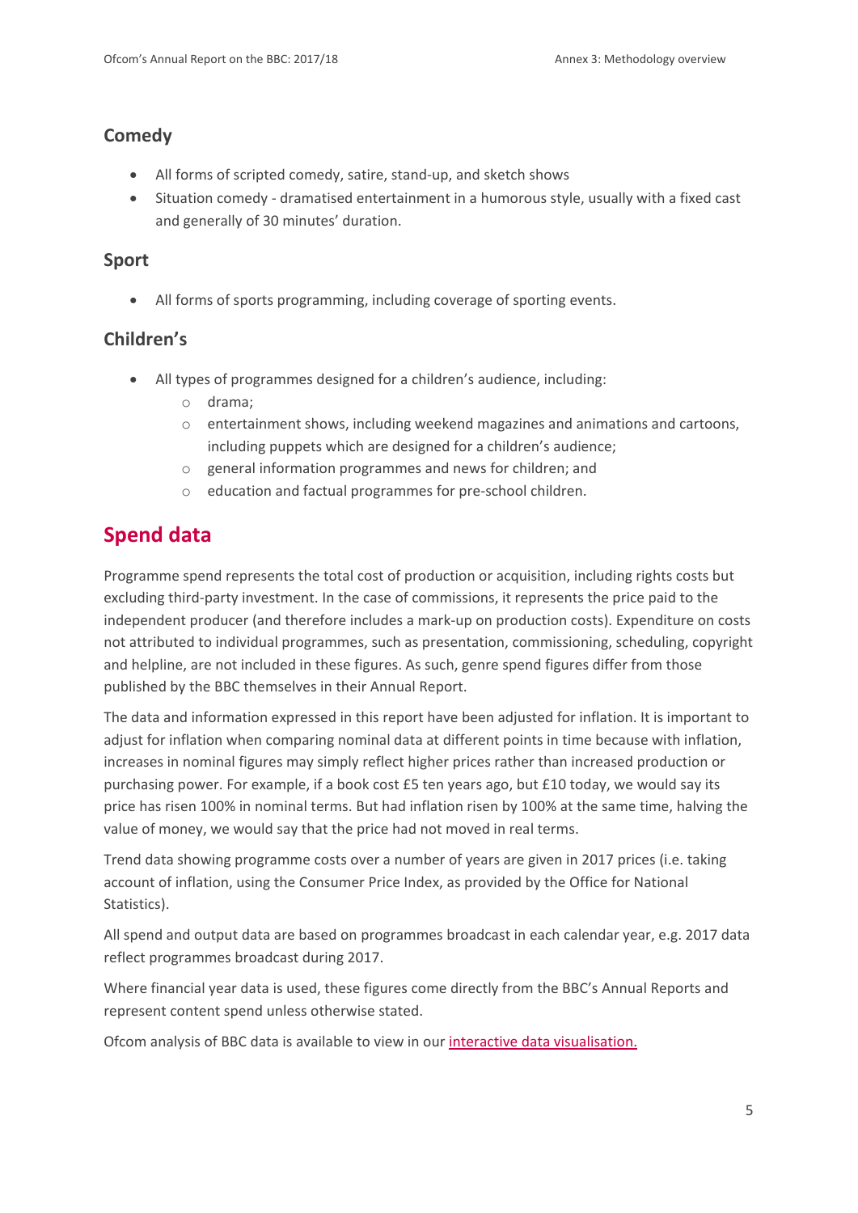### Comedy

- All forms of scripted comedy, satire, stand-up, and sketch shows
- Situation comedy - dramatised entertainment in a humorous style, usually with a fixed cast and generally of 30 minutes' duration.

### Sport

- All forms of sports programming, including coverage of sporting events.

### Children's

- All types of programmes designed for a children's audience, including:
  - drama;
  - entertainment shows, including weekend magazines and animations and cartoons, including puppets which are designed for a children's audience;
  - general information programmes and news for children; and
  - education and factual programmes for pre-school children.

## Spend data

Programme spend represents the total cost of production or acquisition, including rights costs but excluding third-party investment. In the case of commissions, it represents the price paid to the independent producer (and therefore includes a mark-up on production costs). Expenditure on costs not attributed to individual programmes, such as presentation, commissioning, scheduling, copyright and helpline, are not included in these figures. As such, genre spend figures differ from those published by the BBC themselves in their Annual Report.

The data and information expressed in this report have been adjusted for inflation. It is important to adjust for inflation when comparing nominal data at different points in time because with inflation, increases in nominal figures may simply reflect higher prices rather than increased production or purchasing power. For example, if a book cost £5 ten years ago, but £10 today, we would say its price has risen 100% in nominal terms. But had inflation risen by 100% at the same time, halving the value of money, we would say that the price had not moved in real terms.

Trend data showing programme costs over a number of years are given in 2017 prices (i.e. taking account of inflation, using the Consumer Price Index, as provided by the Office for National Statistics).

All spend and output data are based on programmes broadcast in each calendar year, e.g. 2017 data reflect programmes broadcast during 2017.

Where financial year data is used, these figures come directly from the BBC's Annual Reports and represent content spend unless otherwise stated.

Ofcom analysis of BBC data is available to view in our interactive data visualisation.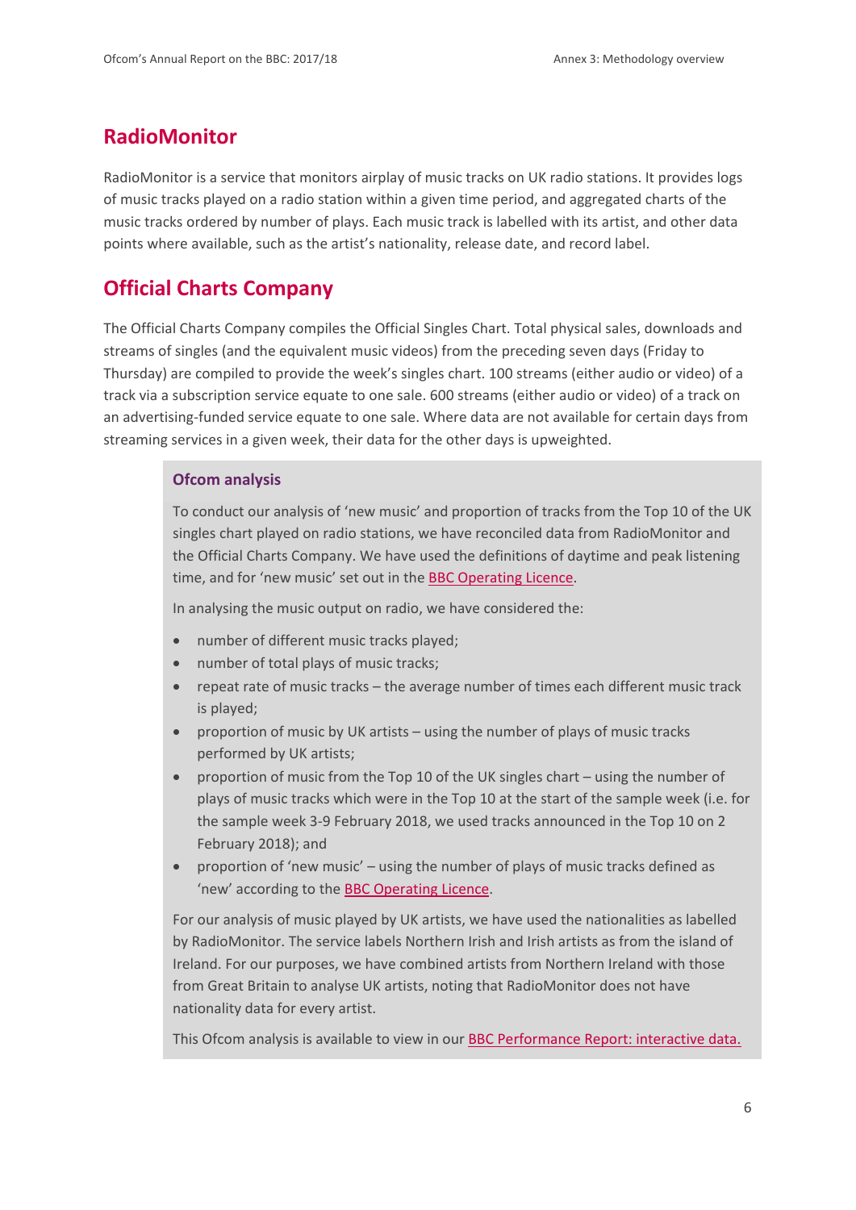## RadioMonitor

RadioMonitor is a service that monitors airplay of music tracks on UK radio stations. It provides logs of music tracks played on a radio station within a given time period, and aggregated charts of the music tracks ordered by number of plays. Each music track is labelled with its artist, and other data points where available, such as the artist's nationality, release date, and record label.

## Official Charts Company

The Official Charts Company compiles the Official Singles Chart. Total physical sales, downloads and streams of singles (and the equivalent music videos) from the preceding seven days (Friday to Thursday) are compiled to provide the week's singles chart. 100 streams (either audio or video) of a track via a subscription service equate to one sale. 600 streams (either audio or video) of a track on an advertising-funded service equate to one sale. Where data are not available for certain days from streaming services in a given week, their data for the other days is upweighted.

### Ofcom analysis

To conduct our analysis of 'new music' and proportion of tracks from the Top 10 of the UK singles chart played on radio stations, we have reconciled data from RadioMonitor and the Official Charts Company. We have used the definitions of daytime and peak listening time, and for 'new music' set out in the BBC Operating Licence.

In analysing the music output on radio, we have considered the:

- number of different music tracks played;
- number of total plays of music tracks;
- repeat rate of music tracks – the average number of times each different music track is played;
- proportion of music by UK artists – using the number of plays of music tracks performed by UK artists;
- proportion of music from the Top 10 of the UK singles chart – using the number of plays of music tracks which were in the Top 10 at the start of the sample week (i.e. for the sample week 3-9 February 2018, we used tracks announced in the Top 10 on 2 February 2018); and
- proportion of 'new music' – using the number of plays of music tracks defined as 'new' according to the BBC Operating Licence.

For our analysis of music played by UK artists, we have used the nationalities as labelled by RadioMonitor. The service labels Northern Irish and Irish artists as from the island of Ireland. For our purposes, we have combined artists from Northern Ireland with those from Great Britain to analyse UK artists, noting that RadioMonitor does not have nationality data for every artist.

This Ofcom analysis is available to view in our BBC Performance Report: interactive data.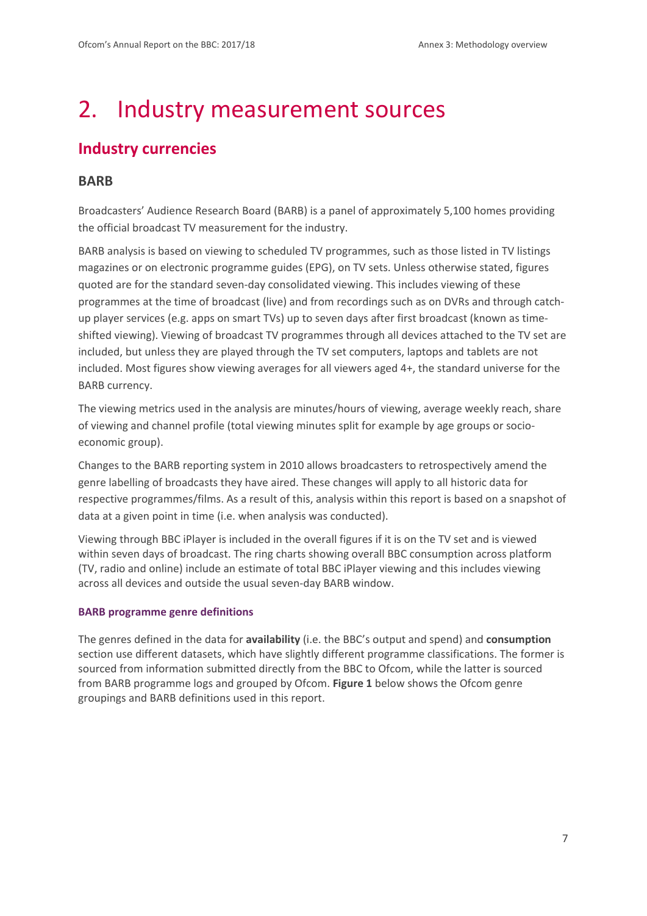# 2. Industry measurement sources

## Industry currencies

### BARB

Broadcasters' Audience Research Board (BARB) is a panel of approximately 5,100 homes providing the official broadcast TV measurement for the industry.

BARB analysis is based on viewing to scheduled TV programmes, such as those listed in TV listings magazines or on electronic programme guides (EPG), on TV sets. Unless otherwise stated, figures quoted are for the standard seven-day consolidated viewing. This includes viewing of these programmes at the time of broadcast (live) and from recordings such as on DVRs and through catch-up player services (e.g. apps on smart TVs) up to seven days after first broadcast (known as time-shifted viewing). Viewing of broadcast TV programmes through all devices attached to the TV set are included, but unless they are played through the TV set computers, laptops and tablets are not included. Most figures show viewing averages for all viewers aged 4+, the standard universe for the BARB currency.

The viewing metrics used in the analysis are minutes/hours of viewing, average weekly reach, share of viewing and channel profile (total viewing minutes split for example by age groups or socio-economic group).

Changes to the BARB reporting system in 2010 allows broadcasters to retrospectively amend the genre labelling of broadcasts they have aired. These changes will apply to all historic data for respective programmes/films. As a result of this, analysis within this report is based on a snapshot of data at a given point in time (i.e. when analysis was conducted).

Viewing through BBC iPlayer is included in the overall figures if it is on the TV set and is viewed within seven days of broadcast. The ring charts showing overall BBC consumption across platform (TV, radio and online) include an estimate of total BBC iPlayer viewing and this includes viewing across all devices and outside the usual seven-day BARB window.

#### BARB programme genre definitions

The genres defined in the data for **availability** (i.e. the BBC's output and spend) and **consumption** section use different datasets, which have slightly different programme classifications. The former is sourced from information submitted directly from the BBC to Ofcom, while the latter is sourced from BARB programme logs and grouped by Ofcom. **Figure 1** below shows the Ofcom genre groupings and BARB definitions used in this report.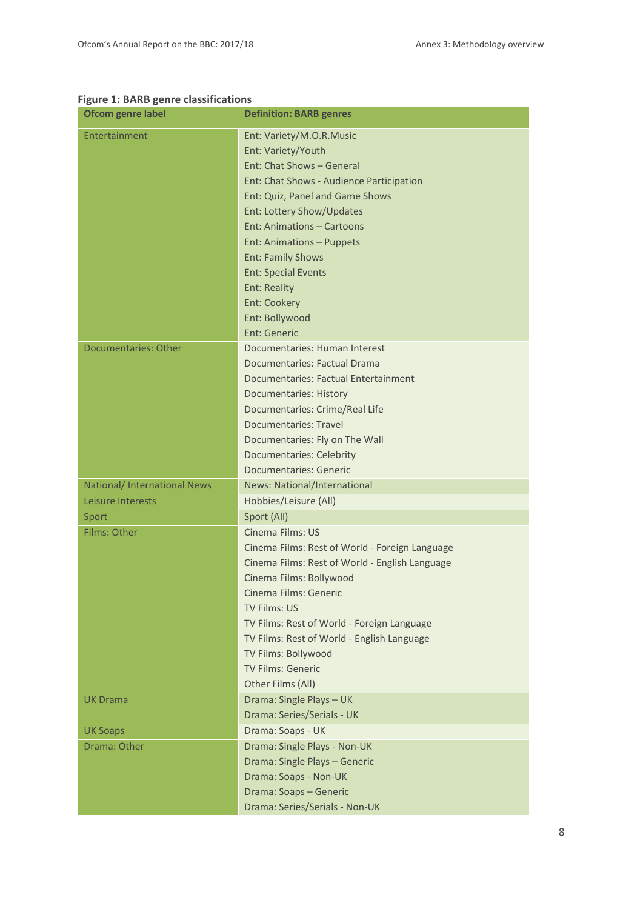**Figure 1: BARB genre classifications**

| Ofcom genre label | Definition: BARB genres |
|---|---|
| Entertainment | Ent: Variety/M.O.R.Music<br>Ent: Variety/Youth<br>Ent: Chat Shows – General<br>Ent: Chat Shows - Audience Participation<br>Ent: Quiz, Panel and Game Shows<br>Ent: Lottery Show/Updates<br>Ent: Animations – Cartoons<br>Ent: Animations – Puppets<br>Ent: Family Shows<br>Ent: Special Events<br>Ent: Reality<br>Ent: Cookery<br>Ent: Bollywood<br>Ent: Generic |
| Documentaries: Other | Documentaries: Human Interest<br>Documentaries: Factual Drama<br>Documentaries: Factual Entertainment<br>Documentaries: History<br>Documentaries: Crime/Real Life<br>Documentaries: Travel<br>Documentaries: Fly on The Wall<br>Documentaries: Celebrity<br>Documentaries: Generic |
| National/ International News | News: National/International |
| Leisure Interests | Hobbies/Leisure (All) |
| Sport | Sport (All) |
| Films: Other | Cinema Films: US<br>Cinema Films: Rest of World - Foreign Language<br>Cinema Films: Rest of World - English Language<br>Cinema Films: Bollywood<br>Cinema Films: Generic<br>TV Films: US<br>TV Films: Rest of World - Foreign Language<br>TV Films: Rest of World - English Language<br>TV Films: Bollywood<br>TV Films: Generic<br>Other Films (All) |
| UK Drama | Drama: Single Plays – UK<br>Drama: Series/Serials - UK |
| UK Soaps | Drama: Soaps - UK |
| Drama: Other | Drama: Single Plays - Non-UK<br>Drama: Single Plays – Generic<br>Drama: Soaps - Non-UK<br>Drama: Soaps – Generic<br>Drama: Series/Serials - Non-UK |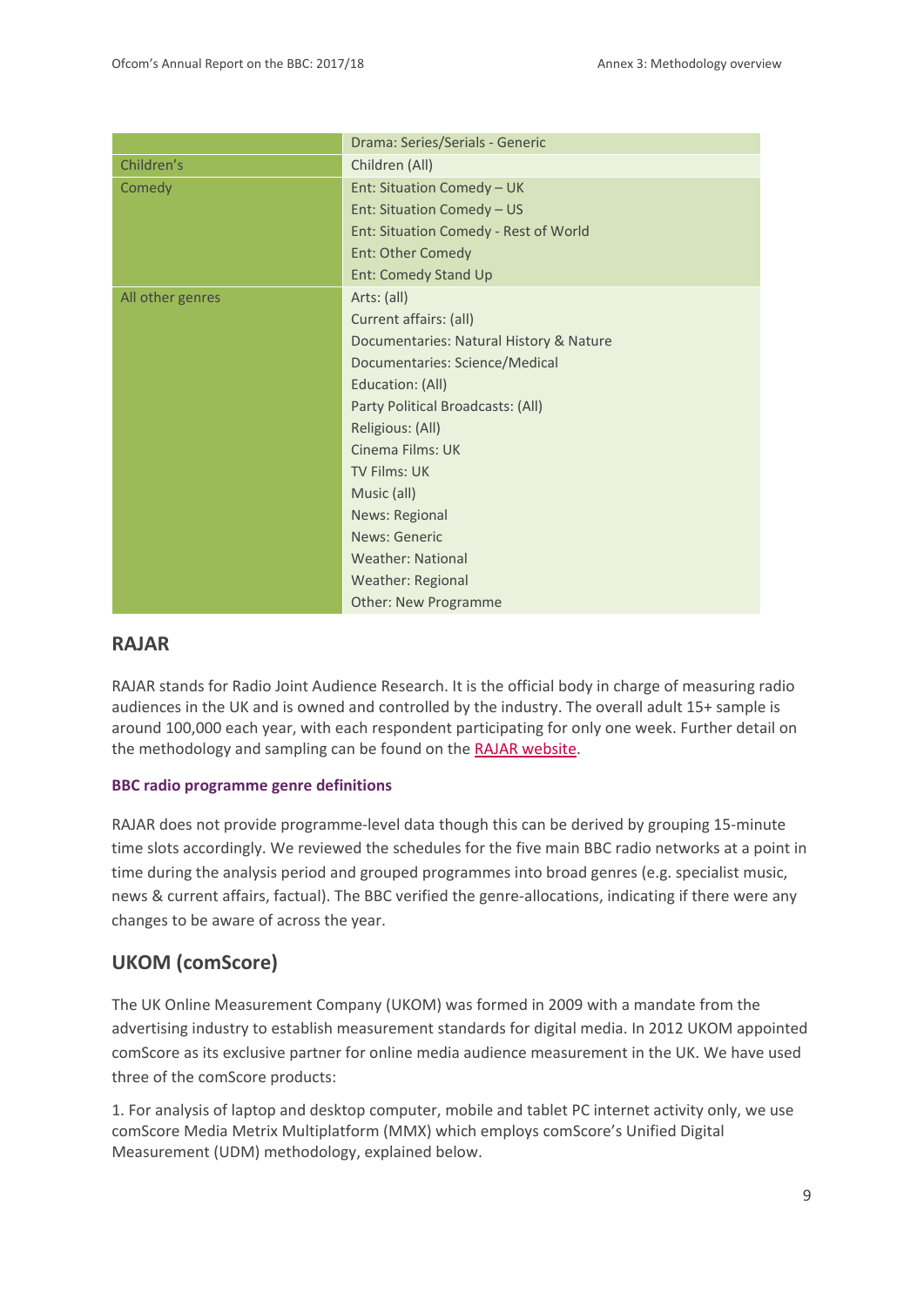| | |
|---|---|
| | Drama: Series/Serials - Generic |
| Children's | Children (All) |
| Comedy | Ent: Situation Comedy – UK<br>Ent: Situation Comedy – US<br>Ent: Situation Comedy - Rest of World<br>Ent: Other Comedy<br>Ent: Comedy Stand Up |
| All other genres | Arts: (all)<br>Current affairs: (all)<br>Documentaries: Natural History & Nature<br>Documentaries: Science/Medical<br>Education: (All)<br>Party Political Broadcasts: (All)<br>Religious: (All)<br>Cinema Films: UK<br>TV Films: UK<br>Music (all)<br>News: Regional<br>News: Generic<br>Weather: National<br>Weather: Regional<br>Other: New Programme |

## RAJAR

RAJAR stands for Radio Joint Audience Research. It is the official body in charge of measuring radio audiences in the UK and is owned and controlled by the industry. The overall adult 15+ sample is around 100,000 each year, with each respondent participating for only one week. Further detail on the methodology and sampling can be found on the RAJAR website.

### BBC radio programme genre definitions

RAJAR does not provide programme-level data though this can be derived by grouping 15-minute time slots accordingly. We reviewed the schedules for the five main BBC radio networks at a point in time during the analysis period and grouped programmes into broad genres (e.g. specialist music, news & current affairs, factual). The BBC verified the genre-allocations, indicating if there were any changes to be aware of across the year.

## UKOM (comScore)

The UK Online Measurement Company (UKOM) was formed in 2009 with a mandate from the advertising industry to establish measurement standards for digital media. In 2012 UKOM appointed comScore as its exclusive partner for online media audience measurement in the UK. We have used three of the comScore products:

1. For analysis of laptop and desktop computer, mobile and tablet PC internet activity only, we use comScore Media Metrix Multiplatform (MMX) which employs comScore's Unified Digital Measurement (UDM) methodology, explained below.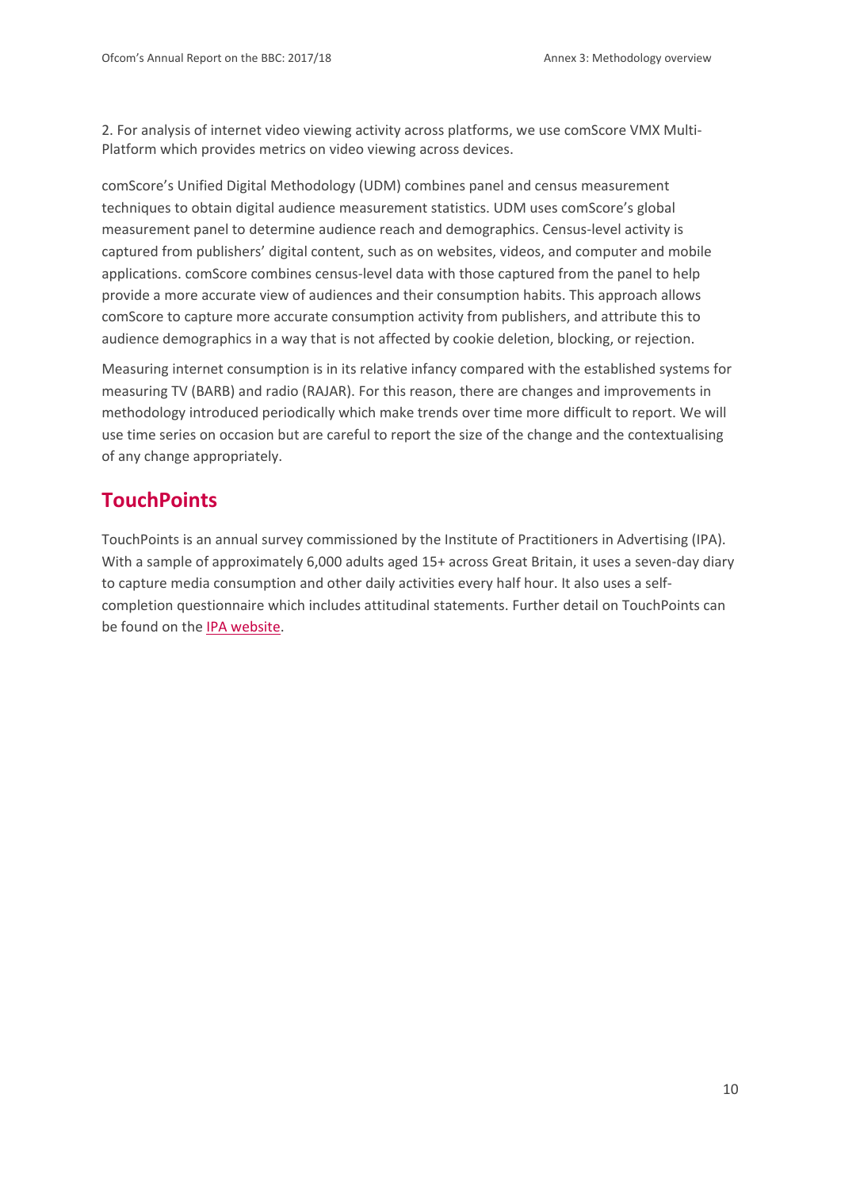2. For analysis of internet video viewing activity across platforms, we use comScore VMX Multi-Platform which provides metrics on video viewing across devices.

comScore's Unified Digital Methodology (UDM) combines panel and census measurement techniques to obtain digital audience measurement statistics. UDM uses comScore's global measurement panel to determine audience reach and demographics. Census-level activity is captured from publishers' digital content, such as on websites, videos, and computer and mobile applications. comScore combines census-level data with those captured from the panel to help provide a more accurate view of audiences and their consumption habits. This approach allows comScore to capture more accurate consumption activity from publishers, and attribute this to audience demographics in a way that is not affected by cookie deletion, blocking, or rejection.

Measuring internet consumption is in its relative infancy compared with the established systems for measuring TV (BARB) and radio (RAJAR). For this reason, there are changes and improvements in methodology introduced periodically which make trends over time more difficult to report. We will use time series on occasion but are careful to report the size of the change and the contextualising of any change appropriately.

## TouchPoints

TouchPoints is an annual survey commissioned by the Institute of Practitioners in Advertising (IPA). With a sample of approximately 6,000 adults aged 15+ across Great Britain, it uses a seven-day diary to capture media consumption and other daily activities every half hour. It also uses a self-completion questionnaire which includes attitudinal statements. Further detail on TouchPoints can be found on the IPA website.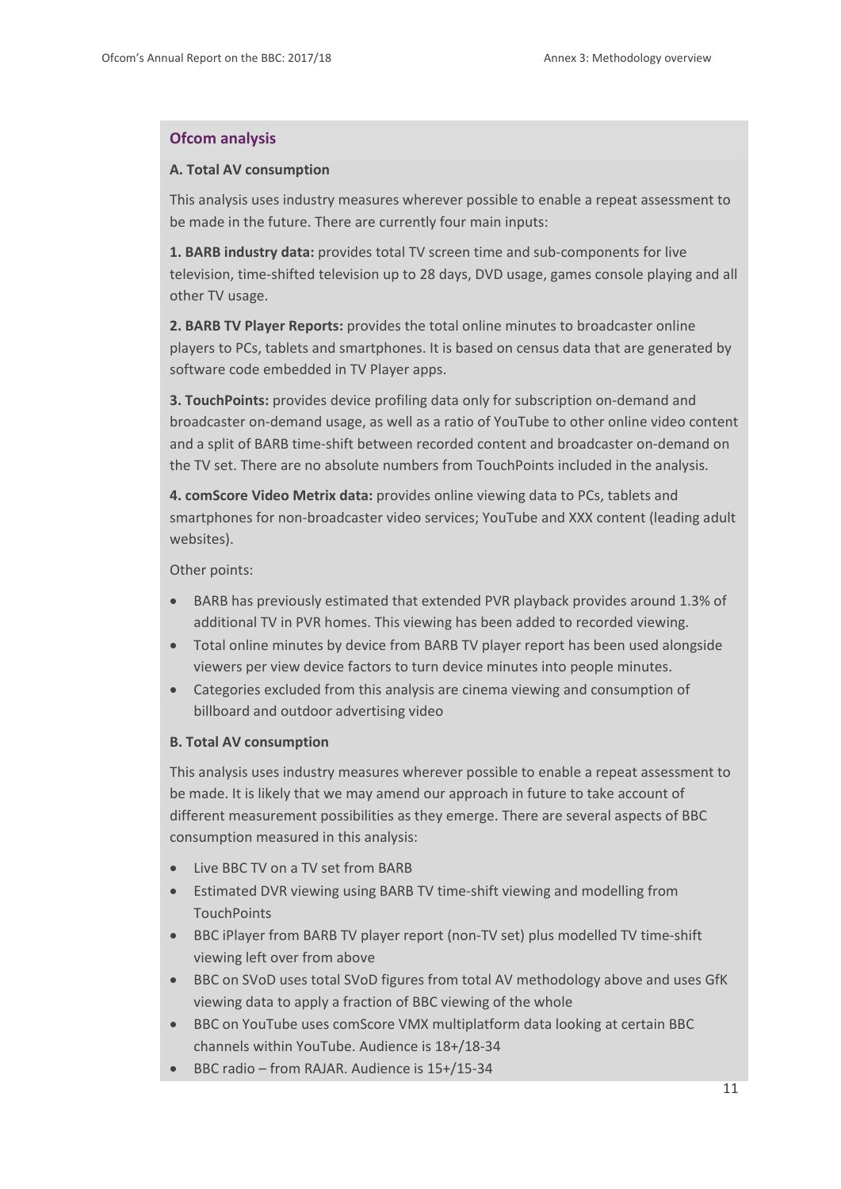## Ofcom analysis

**A. Total AV consumption**

This analysis uses industry measures wherever possible to enable a repeat assessment to be made in the future. There are currently four main inputs:

**1. BARB industry data:** provides total TV screen time and sub-components for live television, time-shifted television up to 28 days, DVD usage, games console playing and all other TV usage.

**2. BARB TV Player Reports:** provides the total online minutes to broadcaster online players to PCs, tablets and smartphones. It is based on census data that are generated by software code embedded in TV Player apps.

**3. TouchPoints:** provides device profiling data only for subscription on-demand and broadcaster on-demand usage, as well as a ratio of YouTube to other online video content and a split of BARB time-shift between recorded content and broadcaster on-demand on the TV set. There are no absolute numbers from TouchPoints included in the analysis.

**4. comScore Video Metrix data:** provides online viewing data to PCs, tablets and smartphones for non-broadcaster video services; YouTube and XXX content (leading adult websites).

Other points:

- BARB has previously estimated that extended PVR playback provides around 1.3% of additional TV in PVR homes. This viewing has been added to recorded viewing.
- Total online minutes by device from BARB TV player report has been used alongside viewers per view device factors to turn device minutes into people minutes.
- Categories excluded from this analysis are cinema viewing and consumption of billboard and outdoor advertising video

**B. Total AV consumption**

This analysis uses industry measures wherever possible to enable a repeat assessment to be made. It is likely that we may amend our approach in future to take account of different measurement possibilities as they emerge. There are several aspects of BBC consumption measured in this analysis:

- Live BBC TV on a TV set from BARB
- Estimated DVR viewing using BARB TV time-shift viewing and modelling from TouchPoints
- BBC iPlayer from BARB TV player report (non-TV set) plus modelled TV time-shift viewing left over from above
- BBC on SVoD uses total SVoD figures from total AV methodology above and uses GfK viewing data to apply a fraction of BBC viewing of the whole
- BBC on YouTube uses comScore VMX multiplatform data looking at certain BBC channels within YouTube. Audience is 18+/18-34
- BBC radio – from RAJAR. Audience is 15+/15-34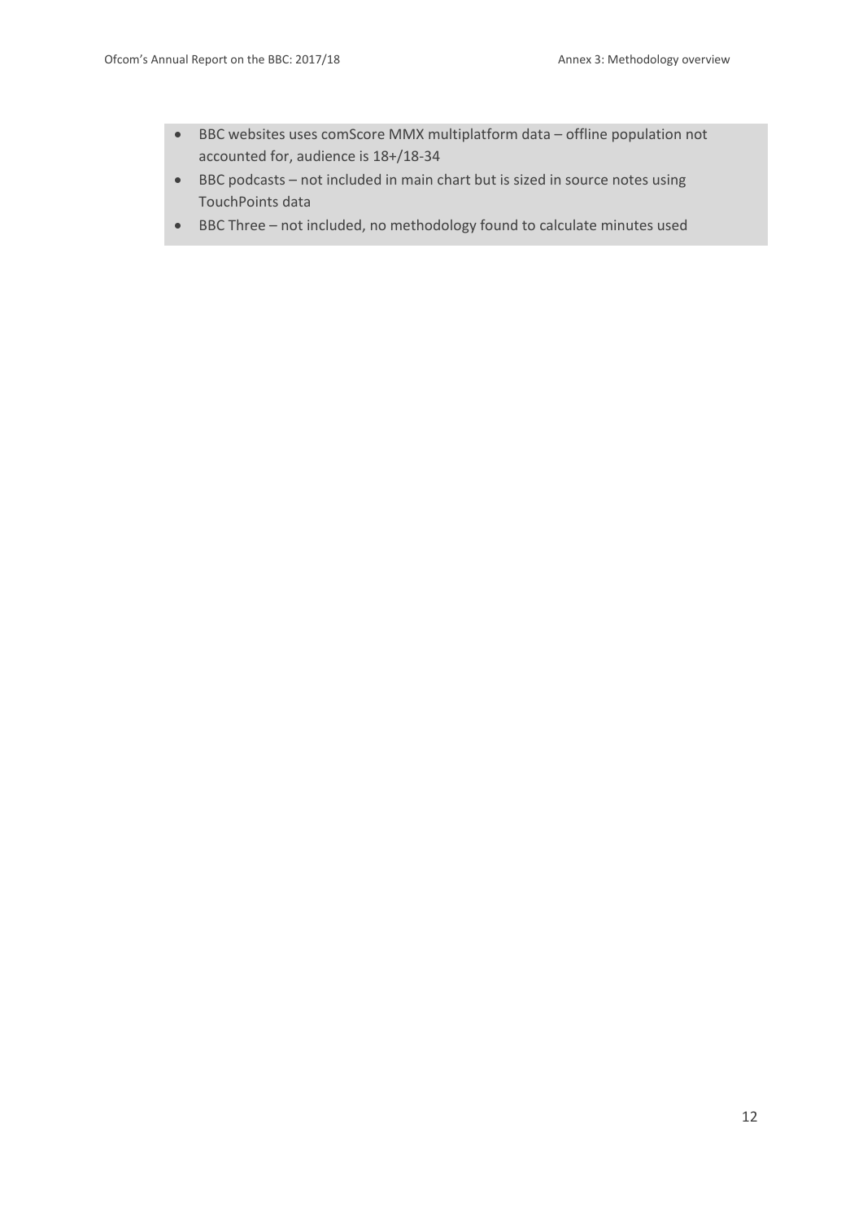- BBC websites uses comScore MMX multiplatform data – offline population not accounted for, audience is 18+/18-34
- BBC podcasts – not included in main chart but is sized in source notes using TouchPoints data
- BBC Three – not included, no methodology found to calculate minutes used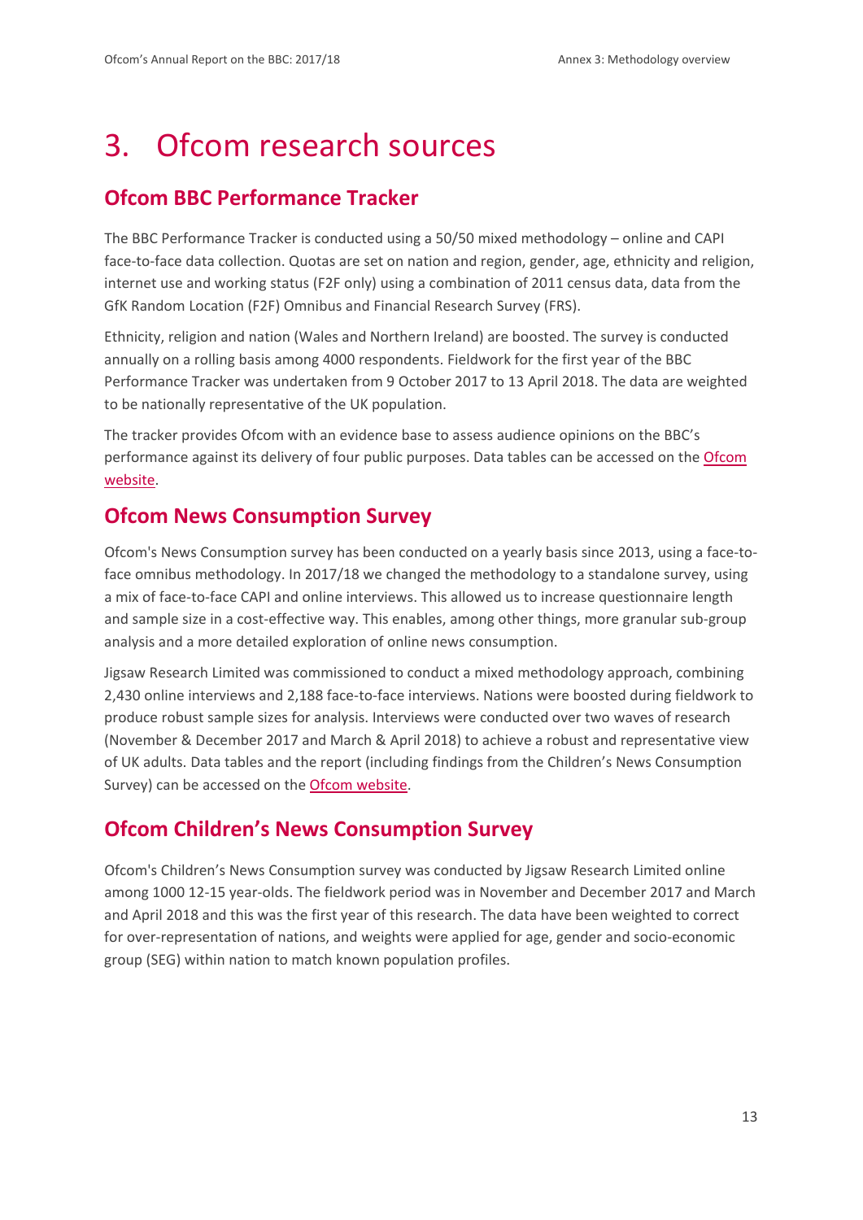# 3. Ofcom research sources

## Ofcom BBC Performance Tracker

The BBC Performance Tracker is conducted using a 50/50 mixed methodology – online and CAPI face-to-face data collection. Quotas are set on nation and region, gender, age, ethnicity and religion, internet use and working status (F2F only) using a combination of 2011 census data, data from the GfK Random Location (F2F) Omnibus and Financial Research Survey (FRS).

Ethnicity, religion and nation (Wales and Northern Ireland) are boosted. The survey is conducted annually on a rolling basis among 4000 respondents. Fieldwork for the first year of the BBC Performance Tracker was undertaken from 9 October 2017 to 13 April 2018. The data are weighted to be nationally representative of the UK population.

The tracker provides Ofcom with an evidence base to assess audience opinions on the BBC's performance against its delivery of four public purposes. Data tables can be accessed on the Ofcom website.

## Ofcom News Consumption Survey

Ofcom's News Consumption survey has been conducted on a yearly basis since 2013, using a face-to-face omnibus methodology. In 2017/18 we changed the methodology to a standalone survey, using a mix of face-to-face CAPI and online interviews. This allowed us to increase questionnaire length and sample size in a cost-effective way. This enables, among other things, more granular sub-group analysis and a more detailed exploration of online news consumption.

Jigsaw Research Limited was commissioned to conduct a mixed methodology approach, combining 2,430 online interviews and 2,188 face-to-face interviews. Nations were boosted during fieldwork to produce robust sample sizes for analysis. Interviews were conducted over two waves of research (November & December 2017 and March & April 2018) to achieve a robust and representative view of UK adults. Data tables and the report (including findings from the Children's News Consumption Survey) can be accessed on the Ofcom website.

## Ofcom Children's News Consumption Survey

Ofcom's Children's News Consumption survey was conducted by Jigsaw Research Limited online among 1000 12-15 year-olds. The fieldwork period was in November and December 2017 and March and April 2018 and this was the first year of this research. The data have been weighted to correct for over-representation of nations, and weights were applied for age, gender and socio-economic group (SEG) within nation to match known population profiles.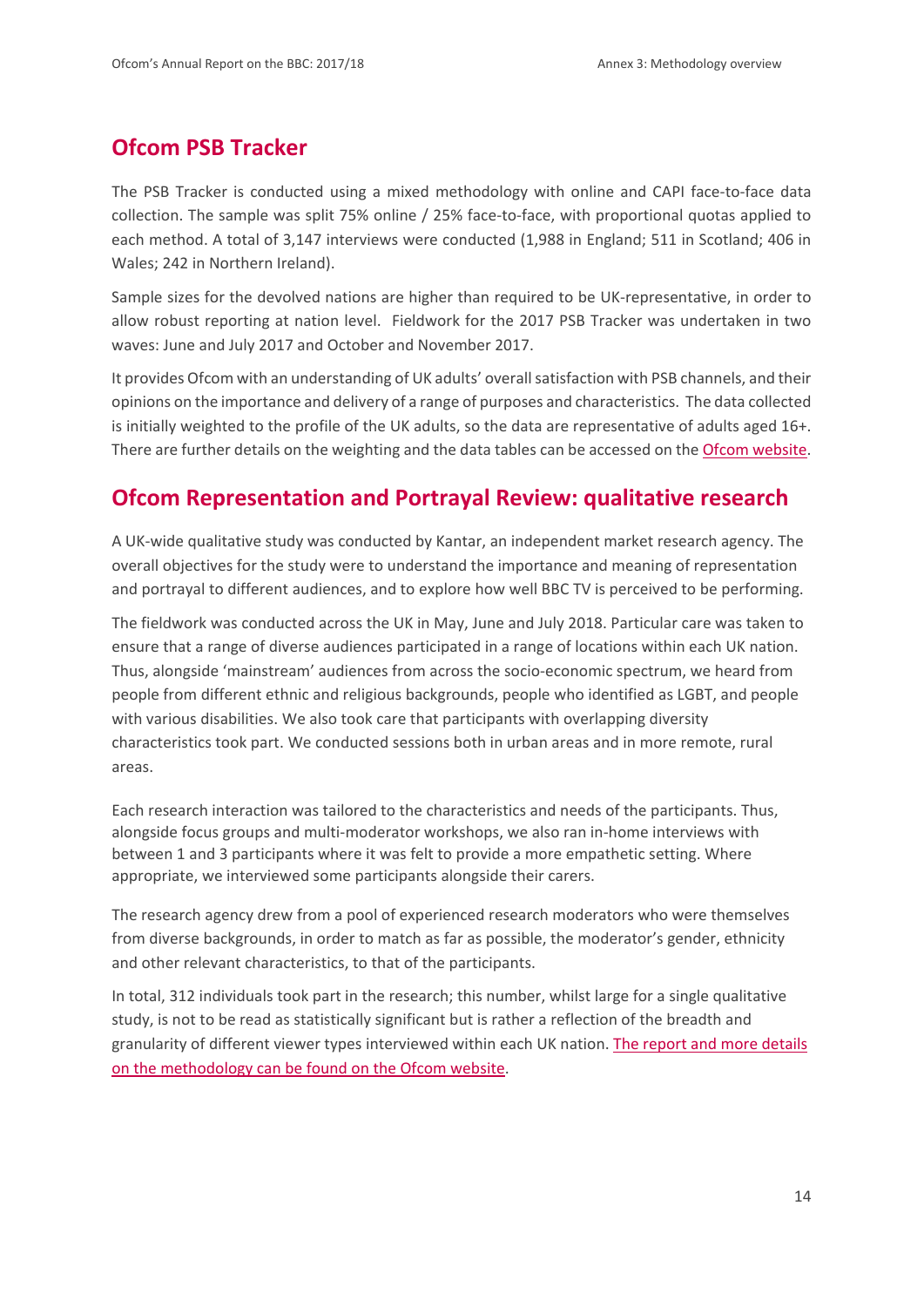## Ofcom PSB Tracker

The PSB Tracker is conducted using a mixed methodology with online and CAPI face-to-face data collection. The sample was split 75% online / 25% face-to-face, with proportional quotas applied to each method. A total of 3,147 interviews were conducted (1,988 in England; 511 in Scotland; 406 in Wales; 242 in Northern Ireland).

Sample sizes for the devolved nations are higher than required to be UK-representative, in order to allow robust reporting at nation level. Fieldwork for the 2017 PSB Tracker was undertaken in two waves: June and July 2017 and October and November 2017.

It provides Ofcom with an understanding of UK adults' overall satisfaction with PSB channels, and their opinions on the importance and delivery of a range of purposes and characteristics. The data collected is initially weighted to the profile of the UK adults, so the data are representative of adults aged 16+. There are further details on the weighting and the data tables can be accessed on the Ofcom website.

## Ofcom Representation and Portrayal Review: qualitative research

A UK-wide qualitative study was conducted by Kantar, an independent market research agency. The overall objectives for the study were to understand the importance and meaning of representation and portrayal to different audiences, and to explore how well BBC TV is perceived to be performing.

The fieldwork was conducted across the UK in May, June and July 2018. Particular care was taken to ensure that a range of diverse audiences participated in a range of locations within each UK nation. Thus, alongside 'mainstream' audiences from across the socio-economic spectrum, we heard from people from different ethnic and religious backgrounds, people who identified as LGBT, and people with various disabilities. We also took care that participants with overlapping diversity characteristics took part. We conducted sessions both in urban areas and in more remote, rural areas.

Each research interaction was tailored to the characteristics and needs of the participants. Thus, alongside focus groups and multi-moderator workshops, we also ran in-home interviews with between 1 and 3 participants where it was felt to provide a more empathetic setting. Where appropriate, we interviewed some participants alongside their carers.

The research agency drew from a pool of experienced research moderators who were themselves from diverse backgrounds, in order to match as far as possible, the moderator's gender, ethnicity and other relevant characteristics, to that of the participants.

In total, 312 individuals took part in the research; this number, whilst large for a single qualitative study, is not to be read as statistically significant but is rather a reflection of the breadth and granularity of different viewer types interviewed within each UK nation. The report and more details on the methodology can be found on the Ofcom website.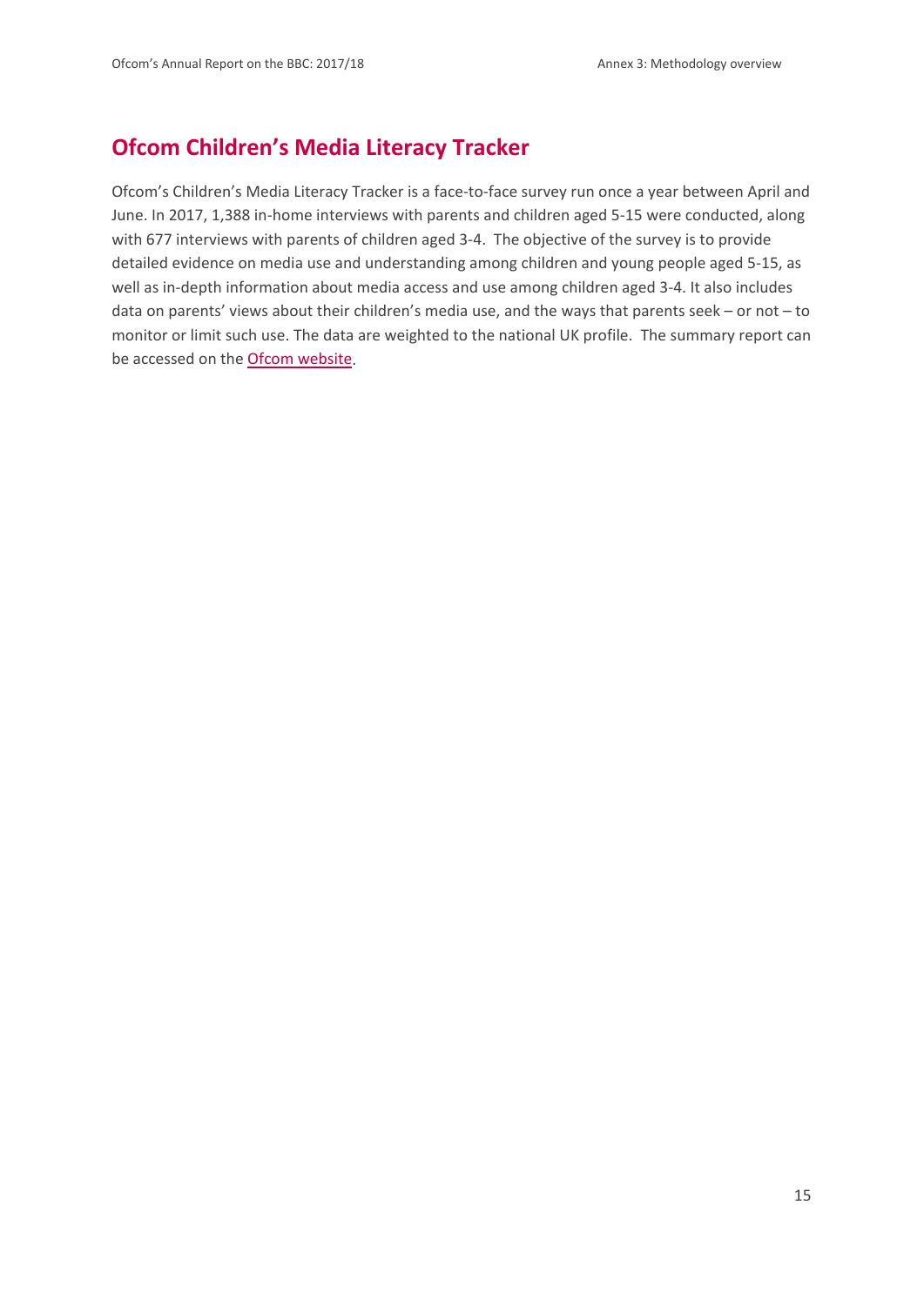## Ofcom Children's Media Literacy Tracker

Ofcom's Children's Media Literacy Tracker is a face-to-face survey run once a year between April and June. In 2017, 1,388 in-home interviews with parents and children aged 5-15 were conducted, along with 677 interviews with parents of children aged 3-4. The objective of the survey is to provide detailed evidence on media use and understanding among children and young people aged 5-15, as well as in-depth information about media access and use among children aged 3-4. It also includes data on parents' views about their children's media use, and the ways that parents seek – or not – to monitor or limit such use. The data are weighted to the national UK profile. The summary report can be accessed on the Ofcom website.